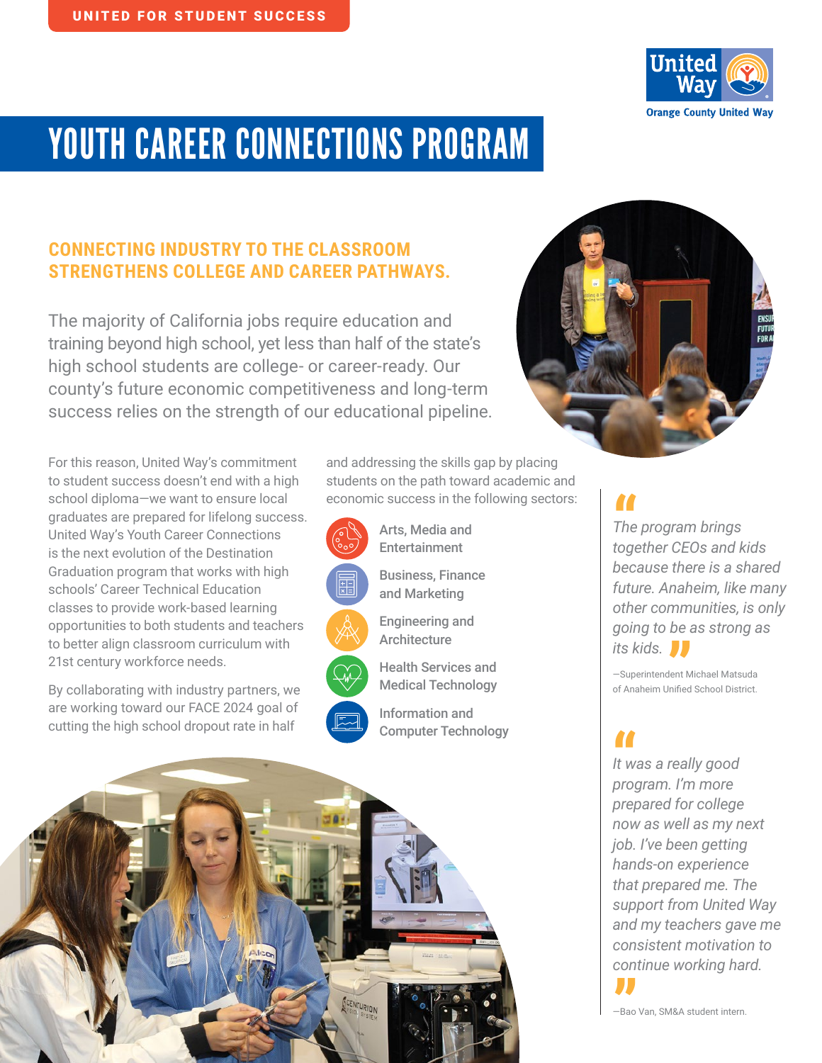UNITED FOR STUDENT SUCCESS

United Way
Orange County United Way

# YOUTH CAREER CONNECTIONS PROGRAM

## CONNECTING INDUSTRY TO THE CLASSROOM STRENGTHENS COLLEGE AND CAREER PATHWAYS.

The majority of California jobs require education and training beyond high school, yet less than half of the state's high school students are college- or career-ready. Our county's future economic competitiveness and long-term success relies on the strength of our educational pipeline.

For this reason, United Way's commitment to student success doesn't end with a high school diploma—we want to ensure local graduates are prepared for lifelong success. United Way's Youth Career Connections is the next evolution of the Destination Graduation program that works with high schools' Career Technical Education classes to provide work-based learning opportunities to both students and teachers to better align classroom curriculum with 21st century workforce needs.

By collaborating with industry partners, we are working toward our FACE 2024 goal of cutting the high school dropout rate in half and addressing the skills gap by placing students on the path toward academic and economic success in the following sectors:

- Arts, Media and Entertainment
- Business, Finance and Marketing
- Engineering and Architecture
- Health Services and Medical Technology
- Information and Computer Technology

> *"The program brings together CEOs and kids because there is a shared future. Anaheim, like many other communities, is only going to be as strong as its kids."*
>
> —Superintendent Michael Matsuda of Anaheim Unified School District.

> *"It was a really good program. I'm more prepared for college now as well as my next job. I've been getting hands-on experience that prepared me. The support from United Way and my teachers gave me consistent motivation to continue working hard."*
>
> —Bao Van, SM&A student intern.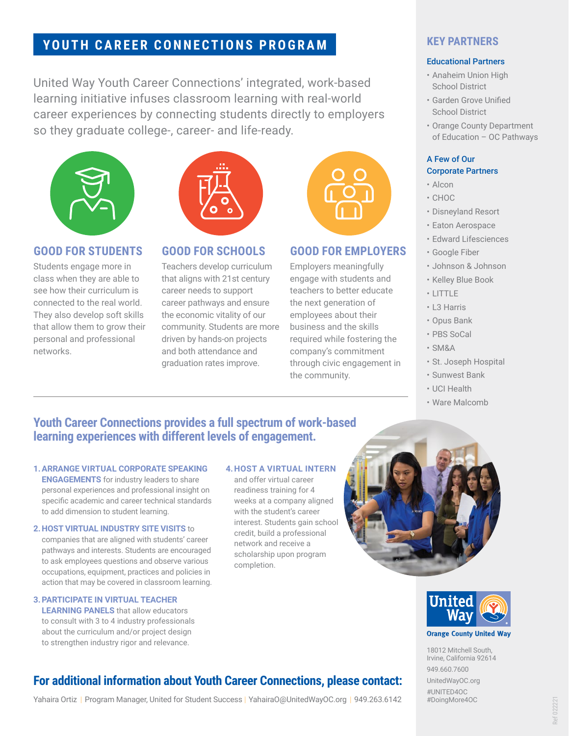# YOUTH CAREER CONNECTIONS PROGRAM

United Way Youth Career Connections' integrated, work-based learning initiative infuses classroom learning with real-world career experiences by connecting students directly to employers so they graduate college-, career- and life-ready.

### GOOD FOR STUDENTS

Students engage more in class when they are able to see how their curriculum is connected to the real world. They also develop soft skills that allow them to grow their personal and professional networks.

### GOOD FOR SCHOOLS

Teachers develop curriculum that aligns with 21st century career needs to support career pathways and ensure the economic vitality of our community. Students are more driven by hands-on projects and both attendance and graduation rates improve.

### GOOD FOR EMPLOYERS

Employers meaningfully engage with students and teachers to better educate the next generation of employees about their business and the skills required while fostering the company's commitment through civic engagement in the community.

## Youth Career Connections provides a full spectrum of work-based learning experiences with different levels of engagement.

1. **ARRANGE VIRTUAL CORPORATE SPEAKING ENGAGEMENTS** for industry leaders to share personal experiences and professional insight on specific academic and career technical standards to add dimension to student learning.
2. **HOST VIRTUAL INDUSTRY SITE VISITS** to companies that are aligned with students' career pathways and interests. Students are encouraged to ask employees questions and observe various occupations, equipment, practices and policies in action that may be covered in classroom learning.
3. **PARTICIPATE IN VIRTUAL TEACHER LEARNING PANELS** that allow educators to consult with 3 to 4 industry professionals about the curriculum and/or project design to strengthen industry rigor and relevance.
4. **HOST A VIRTUAL INTERN** and offer virtual career readiness training for 4 weeks at a company aligned with the student's career interest. Students gain school credit, build a professional network and receive a scholarship upon program completion.

## For additional information about Youth Career Connections, please contact:

Yahaira Ortiz | Program Manager, United for Student Success | YahairaO@UnitedWayOC.org | 949.263.6142

## KEY PARTNERS

### Educational Partners

- Anaheim Union High School District
- Garden Grove Unified School District
- Orange County Department of Education – OC Pathways

### A Few of Our Corporate Partners

- Alcon
- CHOC
- Disneyland Resort
- Eaton Aerospace
- Edward Lifesciences
- Google Fiber
- Johnson & Johnson
- Kelley Blue Book
- LITTLE
- L3 Harris
- Opus Bank
- PBS SoCal
- SM&A
- St. Joseph Hospital
- Sunwest Bank
- UCI Health
- Ware Malcomb

United Way

Orange County United Way

18012 Mitchell South,
Irvine, California 92614

949.660.7600

UnitedWayOC.org

#UNITED4OC
#DoingMore4OC

Ref 022221